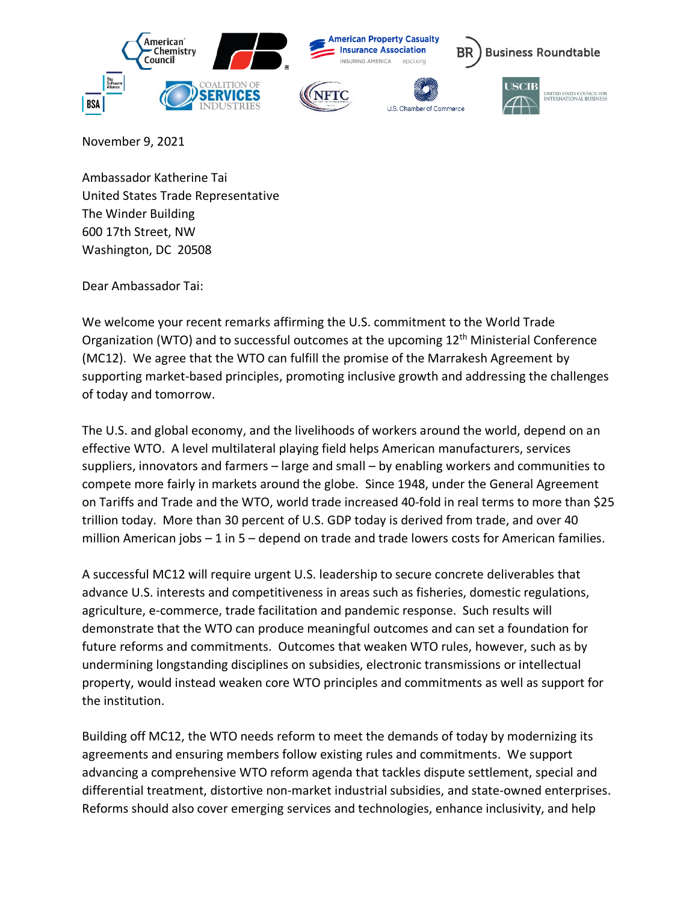November 9, 2021

Ambassador Katherine Tai
United States Trade Representative
The Winder Building
600 17th Street, NW
Washington, DC 20508

Dear Ambassador Tai:

We welcome your recent remarks affirming the U.S. commitment to the World Trade Organization (WTO) and to successful outcomes at the upcoming 12th Ministerial Conference (MC12). We agree that the WTO can fulfill the promise of the Marrakesh Agreement by supporting market-based principles, promoting inclusive growth and addressing the challenges of today and tomorrow.

The U.S. and global economy, and the livelihoods of workers around the world, depend on an effective WTO. A level multilateral playing field helps American manufacturers, services suppliers, innovators and farmers – large and small – by enabling workers and communities to compete more fairly in markets around the globe. Since 1948, under the General Agreement on Tariffs and Trade and the WTO, world trade increased 40-fold in real terms to more than $25 trillion today. More than 30 percent of U.S. GDP today is derived from trade, and over 40 million American jobs – 1 in 5 – depend on trade and trade lowers costs for American families.

A successful MC12 will require urgent U.S. leadership to secure concrete deliverables that advance U.S. interests and competitiveness in areas such as fisheries, domestic regulations, agriculture, e-commerce, trade facilitation and pandemic response. Such results will demonstrate that the WTO can produce meaningful outcomes and can set a foundation for future reforms and commitments. Outcomes that weaken WTO rules, however, such as by undermining longstanding disciplines on subsidies, electronic transmissions or intellectual property, would instead weaken core WTO principles and commitments as well as support for the institution.

Building off MC12, the WTO needs reform to meet the demands of today by modernizing its agreements and ensuring members follow existing rules and commitments. We support advancing a comprehensive WTO reform agenda that tackles dispute settlement, special and differential treatment, distortive non-market industrial subsidies, and state-owned enterprises. Reforms should also cover emerging services and technologies, enhance inclusivity, and help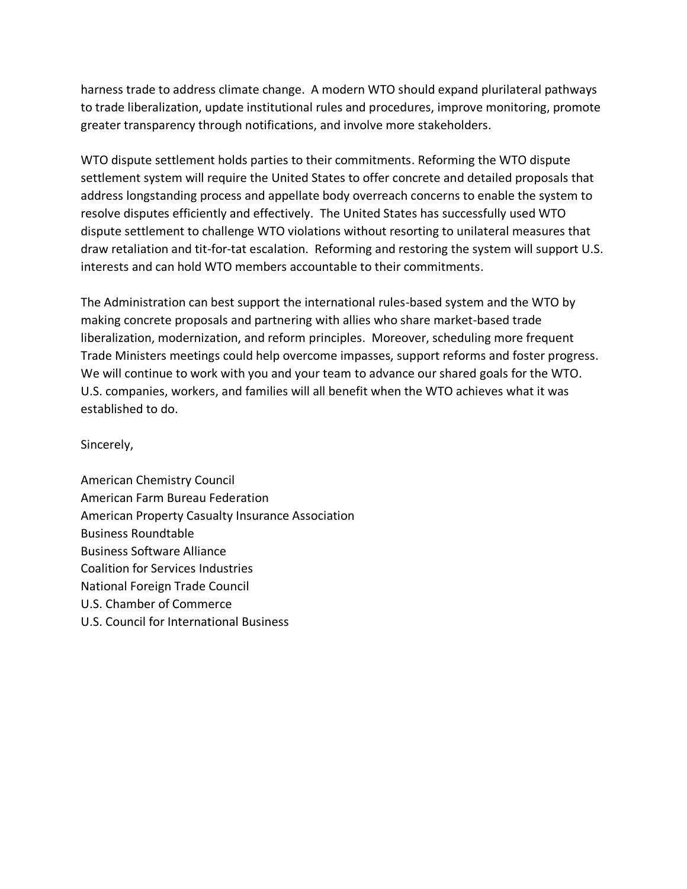harness trade to address climate change. A modern WTO should expand plurilateral pathways to trade liberalization, update institutional rules and procedures, improve monitoring, promote greater transparency through notifications, and involve more stakeholders.

WTO dispute settlement holds parties to their commitments. Reforming the WTO dispute settlement system will require the United States to offer concrete and detailed proposals that address longstanding process and appellate body overreach concerns to enable the system to resolve disputes efficiently and effectively. The United States has successfully used WTO dispute settlement to challenge WTO violations without resorting to unilateral measures that draw retaliation and tit-for-tat escalation. Reforming and restoring the system will support U.S. interests and can hold WTO members accountable to their commitments.

The Administration can best support the international rules-based system and the WTO by making concrete proposals and partnering with allies who share market-based trade liberalization, modernization, and reform principles. Moreover, scheduling more frequent Trade Ministers meetings could help overcome impasses, support reforms and foster progress. We will continue to work with you and your team to advance our shared goals for the WTO. U.S. companies, workers, and families will all benefit when the WTO achieves what it was established to do.

Sincerely,

American Chemistry Council
American Farm Bureau Federation
American Property Casualty Insurance Association
Business Roundtable
Business Software Alliance
Coalition for Services Industries
National Foreign Trade Council
U.S. Chamber of Commerce
U.S. Council for International Business